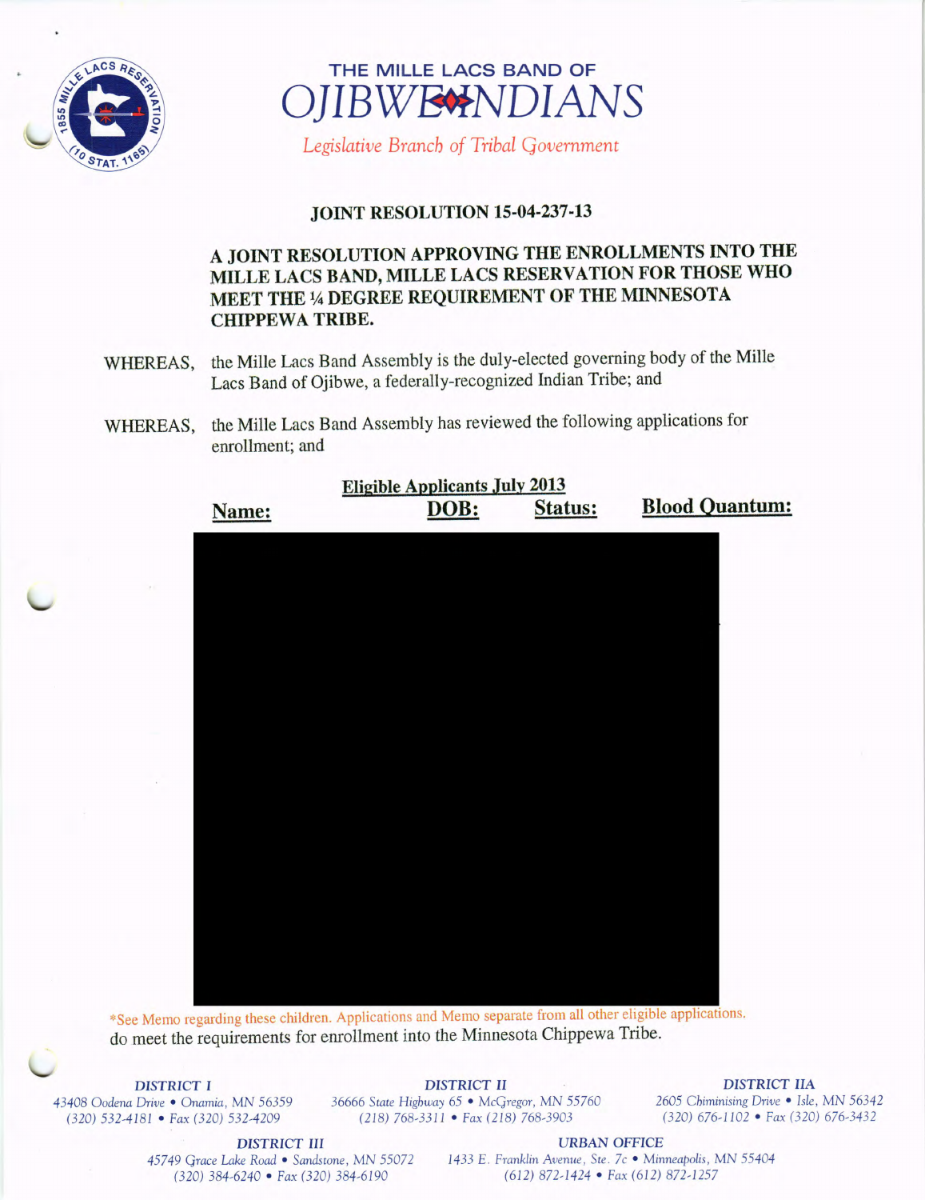# THE MILLE LACS BAND OF OJIBWE INDIANS

*Legislative Branch of Tribal Government*

## JOINT RESOLUTION 15-04-237-13

### A JOINT RESOLUTION APPROVING THE ENROLLMENTS INTO THE MILLE LACS BAND, MILLE LACS RESERVATION FOR THOSE WHO MEET THE ¼ DEGREE REQUIREMENT OF THE MINNESOTA CHIPPEWA TRIBE.

WHEREAS, the Mille Lacs Band Assembly is the duly-elected governing body of the Mille Lacs Band of Ojibwe, a federally-recognized Indian Tribe; and

WHEREAS, the Mille Lacs Band Assembly has reviewed the following applications for enrollment; and

**Eligible Applicants July 2013**

| Name: | DOB: | Status: | Blood Quantum: |
|---|---|---|---|
| [redacted] | [redacted] | [redacted] | [redacted] |

*See Memo regarding these children. Applications and Memo separate from all other eligible applications.

do meet the requirements for enrollment into the Minnesota Chippewa Tribe.

**DISTRICT I**
43408 Oodena Drive • Onamia, MN 56359
(320) 532-4181 • Fax (320) 532-4209

**DISTRICT II**
36666 State Highway 65 • McGregor, MN 55760
(218) 768-3311 • Fax (218) 768-3903

**DISTRICT IIA**
2605 Chiminising Drive • Isle, MN 56342
(320) 676-1102 • Fax (320) 676-3432

**DISTRICT III**
45749 Grace Lake Road • Sandstone, MN 55072
(320) 384-6240 • Fax (320) 384-6190

**URBAN OFFICE**
1433 E. Franklin Avenue, Ste. 7c • Minneapolis, MN 55404
(612) 872-1424 • Fax (612) 872-1257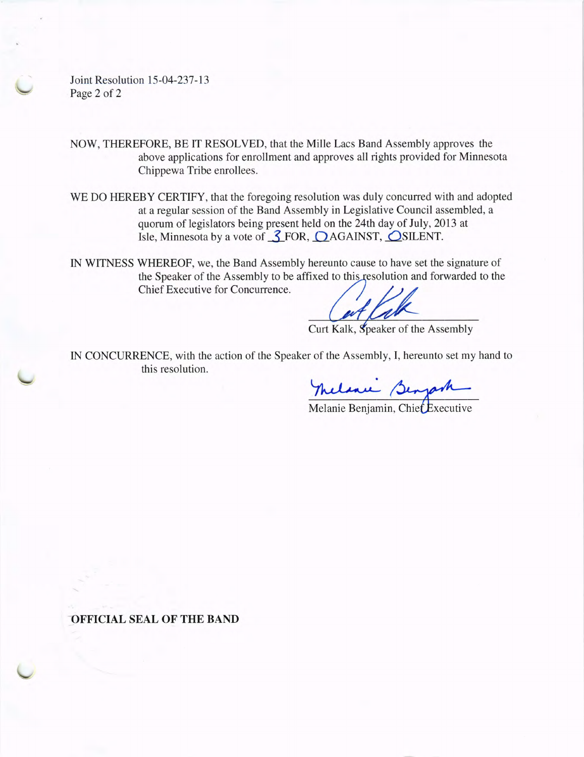Joint Resolution 15-04-237-13
Page 2 of 2

NOW, THEREFORE, BE IT RESOLVED, that the Mille Lacs Band Assembly approves the above applications for enrollment and approves all rights provided for Minnesota Chippewa Tribe enrollees.

WE DO HEREBY CERTIFY, that the foregoing resolution was duly concurred with and adopted at a regular session of the Band Assembly in Legislative Council assembled, a quorum of legislators being present held on the 24th day of July, 2013 at Isle, Minnesota by a vote of 3 FOR, 0 AGAINST, 0 SILENT.

IN WITNESS WHEREOF, we, the Band Assembly hereunto cause to have set the signature of the Speaker of the Assembly to be affixed to this resolution and forwarded to the Chief Executive for Concurrence.

Curt Kalk, Speaker of the Assembly

IN CONCURRENCE, with the action of the Speaker of the Assembly, I, hereunto set my hand to this resolution.

Melanie Benjamin, Chief Executive

**OFFICIAL SEAL OF THE BAND**